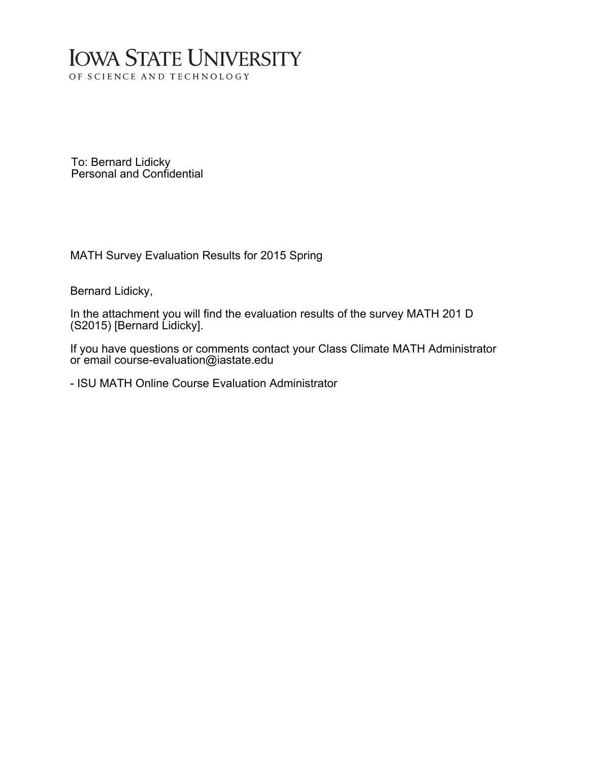# Iowa State University

OF SCIENCE AND TECHNOLOGY

To: Bernard Lidicky
Personal and Confidential

MATH Survey Evaluation Results for 2015 Spring

Bernard Lidicky,

In the attachment you will find the evaluation results of the survey MATH 201 D (S2015) [Bernard Lidicky].

If you have questions or comments contact your Class Climate MATH Administrator or email course-evaluation@iastate.edu

- ISU MATH Online Course Evaluation Administrator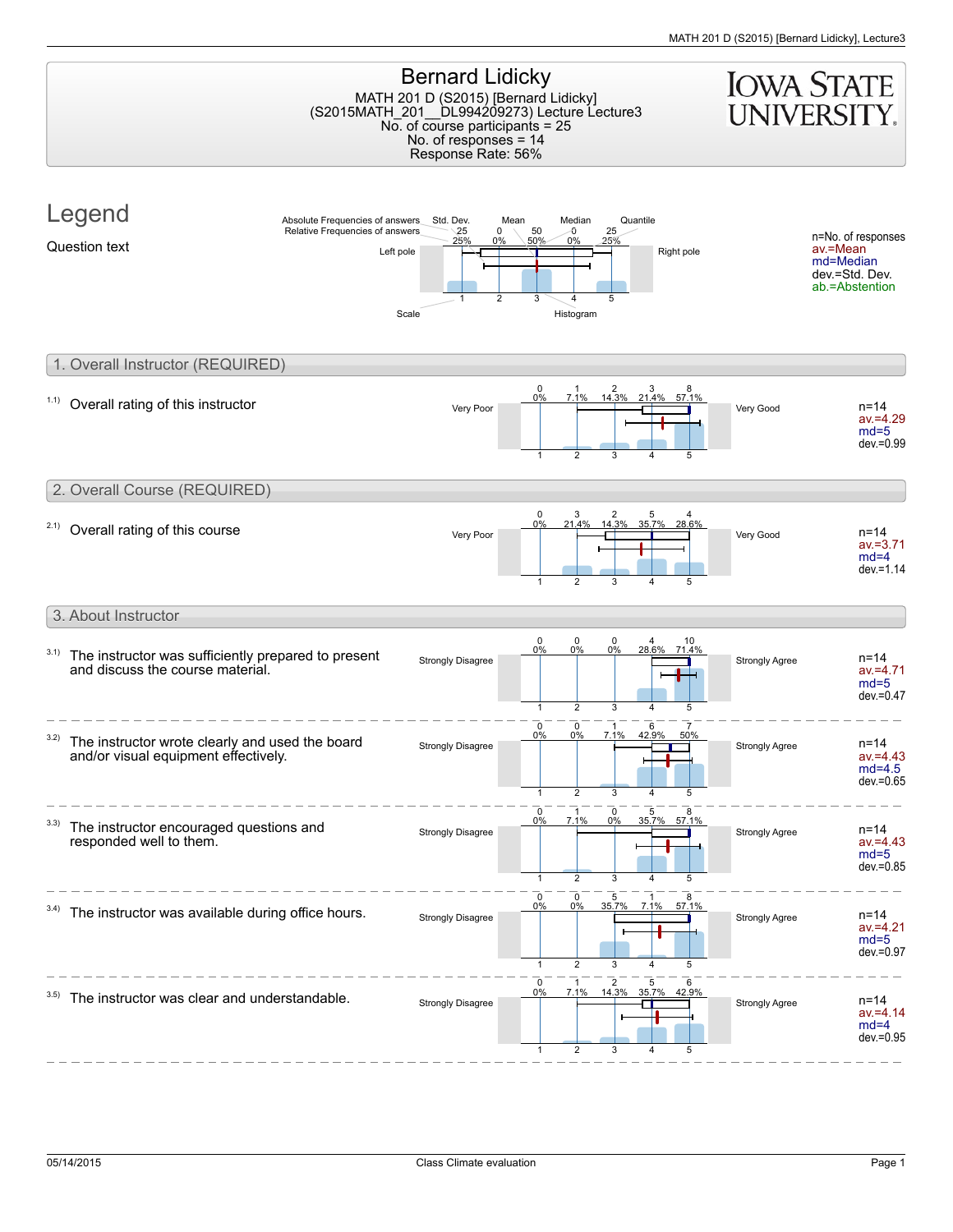# Bernard Lidicky

MATH 201 D (S2015) [Bernard Lidicky]
(S2015MATH_201__DL994209273) Lecture Lecture3
No. of course participants = 25
No. of responses = 14
Response Rate: 56%

IOWA STATE UNIVERSITY

## Legend

Question text

Absolute Frequencies of answers: 25, 0, 50, 0, 25
Relative Frequencies of answers: 25%, 0%, 50%, 0%, 25%

Std. Dev. — Mean — Median — Quantile

Left pole — Scale (1, 2, 3, 4, 5) — Histogram — Right pole

n=No. of responses
av.=Mean
md=Median
dev.=Std. Dev.
ab.=Abstention

## 1. Overall Instructor (REQUIRED)

| Question | Left pole | 1 | 2 | 3 | 4 | 5 | Right pole | Statistics |
|---|---|---|---|---|---|---|---|---|
| 1.1) Overall rating of this instructor | Very Poor | 0 (0%) | 1 (7.1%) | 2 (14.3%) | 3 (21.4%) | 8 (57.1%) | Very Good | n=14, av.=4.29, md=5, dev.=0.99 |

## 2. Overall Course (REQUIRED)

| Question | Left pole | 1 | 2 | 3 | 4 | 5 | Right pole | Statistics |
|---|---|---|---|---|---|---|---|---|
| 2.1) Overall rating of this course | Very Poor | 0 (0%) | 3 (21.4%) | 2 (14.3%) | 5 (35.7%) | 4 (28.6%) | Very Good | n=14, av.=3.71, md=4, dev.=1.14 |

## 3. About Instructor

| Question | Left pole | 1 | 2 | 3 | 4 | 5 | Right pole | Statistics |
|---|---|---|---|---|---|---|---|---|
| 3.1) The instructor was sufficiently prepared to present and discuss the course material. | Strongly Disagree | 0 (0%) | 0 (0%) | 0 (0%) | 4 (28.6%) | 10 (71.4%) | Strongly Agree | n=14, av.=4.71, md=5, dev.=0.47 |
| 3.2) The instructor wrote clearly and used the board and/or visual equipment effectively. | Strongly Disagree | 0 (0%) | 0 (0%) | 1 (7.1%) | 6 (42.9%) | 7 (50%) | Strongly Agree | n=14, av.=4.43, md=4.5, dev.=0.65 |
| 3.3) The instructor encouraged questions and responded well to them. | Strongly Disagree | 0 (0%) | 1 (7.1%) | 0 (0%) | 5 (35.7%) | 8 (57.1%) | Strongly Agree | n=14, av.=4.43, md=5, dev.=0.85 |
| 3.4) The instructor was available during office hours. | Strongly Disagree | 0 (0%) | 0 (0%) | 5 (35.7%) | 1 (7.1%) | 8 (57.1%) | Strongly Agree | n=14, av.=4.21, md=5, dev.=0.97 |
| 3.5) The instructor was clear and understandable. | Strongly Disagree | 0 (0%) | 1 (7.1%) | 2 (14.3%) | 5 (35.7%) | 6 (42.9%) | Strongly Agree | n=14, av.=4.14, md=4, dev.=0.95 |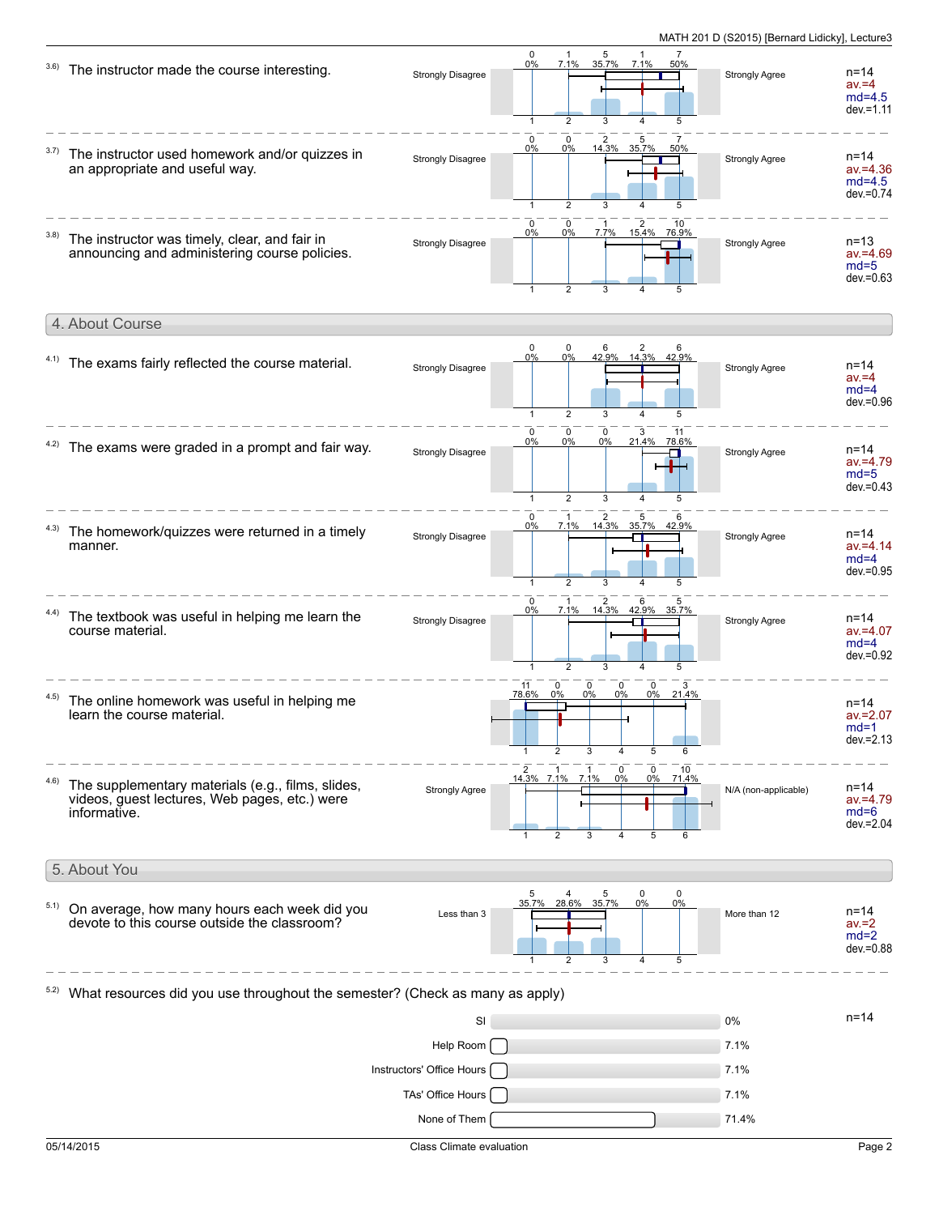3.6) The instructor made the course interesting.

| Strongly Disagree | 1 | 2 | 3 | 4 | 5 | Strongly Agree |
|---|---|---|---|---|---|---|
| | 0 (0%) | 1 (7.1%) | 5 (35.7%) | 1 (7.1%) | 7 (50%) | |

n=14, av.=4, md=4.5, dev.=1.11

3.7) The instructor used homework and/or quizzes in an appropriate and useful way.

| Strongly Disagree | 1 | 2 | 3 | 4 | 5 | Strongly Agree |
|---|---|---|---|---|---|---|
| | 0 (0%) | 0 (0%) | 2 (14.3%) | 5 (35.7%) | 7 (50%) | |

n=14, av.=4.36, md=4.5, dev.=0.74

3.8) The instructor was timely, clear, and fair in announcing and administering course policies.

| Strongly Disagree | 1 | 2 | 3 | 4 | 5 | Strongly Agree |
|---|---|---|---|---|---|---|
| | 0 (0%) | 0 (0%) | 1 (7.7%) | 2 (15.4%) | 10 (76.9%) | |

n=13, av.=4.69, md=5, dev.=0.63

## 4. About Course

4.1) The exams fairly reflected the course material.

| Strongly Disagree | 1 | 2 | 3 | 4 | 5 | Strongly Agree |
|---|---|---|---|---|---|---|
| | 0 (0%) | 0 (0%) | 6 (42.9%) | 2 (14.3%) | 6 (42.9%) | |

n=14, av.=4, md=4, dev.=0.96

4.2) The exams were graded in a prompt and fair way.

| Strongly Disagree | 1 | 2 | 3 | 4 | 5 | Strongly Agree |
|---|---|---|---|---|---|---|
| | 0 (0%) | 0 (0%) | 0 (0%) | 3 (21.4%) | 11 (78.6%) | |

n=14, av.=4.79, md=5, dev.=0.43

4.3) The homework/quizzes were returned in a timely manner.

| Strongly Disagree | 1 | 2 | 3 | 4 | 5 | Strongly Agree |
|---|---|---|---|---|---|---|
| | 0 (0%) | 1 (7.1%) | 2 (14.3%) | 5 (35.7%) | 6 (42.9%) | |

n=14, av.=4.14, md=4, dev.=0.95

4.4) The textbook was useful in helping me learn the course material.

| Strongly Disagree | 1 | 2 | 3 | 4 | 5 | Strongly Agree |
|---|---|---|---|---|---|---|
| | 0 (0%) | 1 (7.1%) | 2 (14.3%) | 6 (42.9%) | 5 (35.7%) | |

n=14, av.=4.07, md=4, dev.=0.92

4.5) The online homework was useful in helping me learn the course material.

| 1 | 2 | 3 | 4 | 5 | 6 |
|---|---|---|---|---|---|
| 11 (78.6%) | 0 (0%) | 0 (0%) | 0 (0%) | 0 (0%) | 3 (21.4%) |

n=14, av.=2.07, md=1, dev.=2.13

4.6) The supplementary materials (e.g., films, slides, videos, guest lectures, Web pages, etc.) were informative.

| Strongly Agree | 1 | 2 | 3 | 4 | 5 | 6 | N/A (non-applicable) |
|---|---|---|---|---|---|---|---|
| | 2 (14.3%) | 1 (7.1%) | 1 (7.1%) | 0 (0%) | 0 (0%) | 10 (71.4%) | |

n=14, av.=4.79, md=6, dev.=2.04

## 5. About You

5.1) On average, how many hours each week did you devote to this course outside the classroom?

| Less than 3 | 1 | 2 | 3 | 4 | 5 | More than 12 |
|---|---|---|---|---|---|---|
| | 5 (35.7%) | 4 (28.6%) | 5 (35.7%) | 0 (0%) | 0 (0%) | |

n=14, av.=2, md=2, dev.=0.88

5.2) What resources did you use throughout the semester? (Check as many as apply)

| Resource | Percentage |
|---|---|
| SI | 0% |
| Help Room | 7.1% |
| Instructors' Office Hours | 7.1% |
| TAs' Office Hours | 7.1% |
| None of Them | 71.4% |

n=14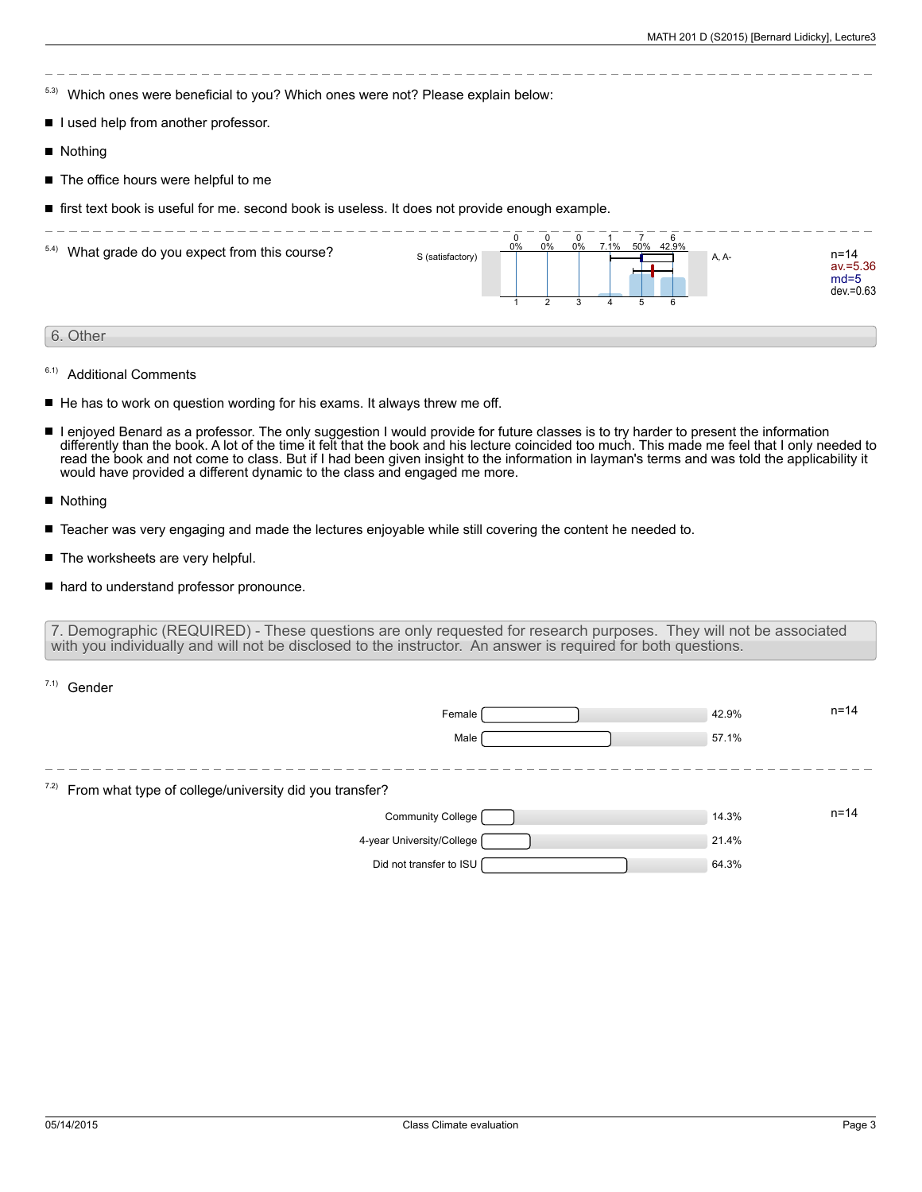5.3) Which ones were beneficial to you? Which ones were not? Please explain below:

- I used help from another professor.
- Nothing
- The office hours were helpful to me
- first text book is useful for me. second book is useless. It does not provide enough example.

---

5.4) What grade do you expect from this course?

| S (satisfactory) | 1 | 2 | 3 | 4 | 5 | 6 | A, A- | |
|---|---|---|---|---|---|---|---|---|
| | 0 (0%) | 0 (0%) | 0 (0%) | 1 (7.1%) | 7 (50%) | 6 (42.9%) | | n=14, av.=5.36, md=5, dev.=0.63 |

## 6. Other

6.1) Additional Comments

- He has to work on question wording for his exams. It always threw me off.
- I enjoyed Benard as a professor. The only suggestion I would provide for future classes is to try harder to present the information differently than the book. A lot of the time it felt that the book and his lecture coincided too much. This made me feel that I only needed to read the book and not come to class. But if I had been given insight to the information in layman's terms and was told the applicability it would have provided a different dynamic to the class and engaged me more.
- Nothing
- Teacher was very engaging and made the lectures enjoyable while still covering the content he needed to.
- The worksheets are very helpful.
- hard to understand professor pronounce.

## 7. Demographic (REQUIRED) - These questions are only requested for research purposes. They will not be associated with you individually and will not be disclosed to the instructor. An answer is required for both questions.

7.1) Gender

| Option | Percentage |
|---|---|
| Female | 42.9% |
| Male | 57.1% |

n=14

---

7.2) From what type of college/university did you transfer?

| Option | Percentage |
|---|---|
| Community College | 14.3% |
| 4-year University/College | 21.4% |
| Did not transfer to ISU | 64.3% |

n=14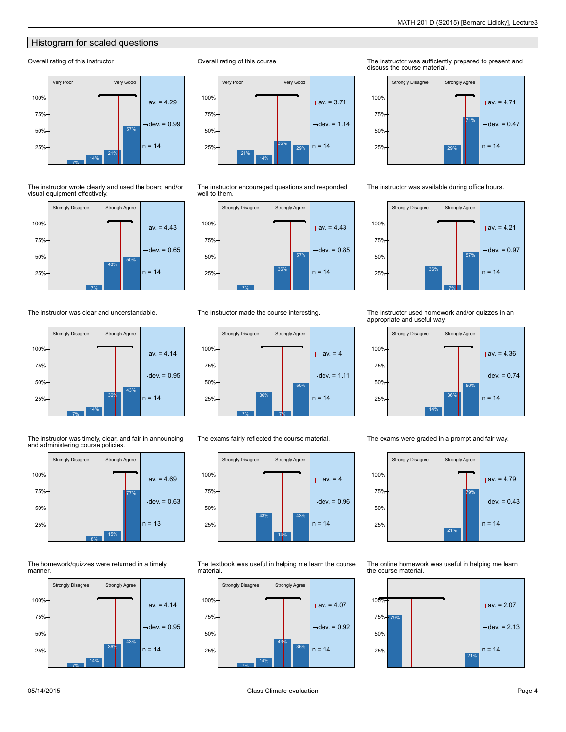## Histogram for scaled questions

### Overall rating of this instructor

Very Poor – Very Good

Bars: 7%, 14%, 21%, 57%

av. = 4.29, dev. = 0.99, n = 14

### Overall rating of this course

Very Poor – Very Good

Bars: 21%, 14%, 36%, 29%

av. = 3.71, dev. = 1.14, n = 14

### The instructor was sufficiently prepared to present and discuss the course material.

Strongly Disagree – Strongly Agree

Bars: 29%, 71%

av. = 4.71, dev. = 0.47, n = 14

### The instructor wrote clearly and used the board and/or visual equipment effectively.

Strongly Disagree – Strongly Agree

Bars: 7%, 43%, 50%

av. = 4.43, dev. = 0.65, n = 14

### The instructor encouraged questions and responded well to them.

Strongly Disagree – Strongly Agree

Bars: 7%, 36%, 57%

av. = 4.43, dev. = 0.85, n = 14

### The instructor was available during office hours.

Strongly Disagree – Strongly Agree

Bars: 36%, 7%, 57%

av. = 4.21, dev. = 0.97, n = 14

### The instructor was clear and understandable.

Strongly Disagree – Strongly Agree

Bars: 7%, 14%, 36%, 43%

av. = 4.14, dev. = 0.95, n = 14

### The instructor made the course interesting.

Strongly Disagree – Strongly Agree

Bars: 7%, 36%, 7%, 50%

av. = 4, dev. = 1.11, n = 14

### The instructor used homework and/or quizzes in an appropriate and useful way.

Strongly Disagree – Strongly Agree

Bars: 14%, 36%, 50%

av. = 4.36, dev. = 0.74, n = 14

### The instructor was timely, clear, and fair in announcing and administering course policies.

Strongly Disagree – Strongly Agree

Bars: 8%, 15%, 77%

av. = 4.69, dev. = 0.63, n = 13

### The exams fairly reflected the course material.

Strongly Disagree – Strongly Agree

Bars: 43%, 14%, 43%

av. = 4, dev. = 0.96, n = 14

### The exams were graded in a prompt and fair way.

Strongly Disagree – Strongly Agree

Bars: 21%, 79%

av. = 4.79, dev. = 0.43, n = 14

### The homework/quizzes were returned in a timely manner.

Strongly Disagree – Strongly Agree

Bars: 7%, 14%, 36%, 43%

av. = 4.14, dev. = 0.95, n = 14

### The textbook was useful in helping me learn the course material.

Strongly Disagree – Strongly Agree

Bars: 7%, 14%, 43%, 36%

av. = 4.07, dev. = 0.92, n = 14

### The online homework was useful in helping me learn the course material.

Bars: 79%, 21%

av. = 2.07, dev. = 2.13, n = 14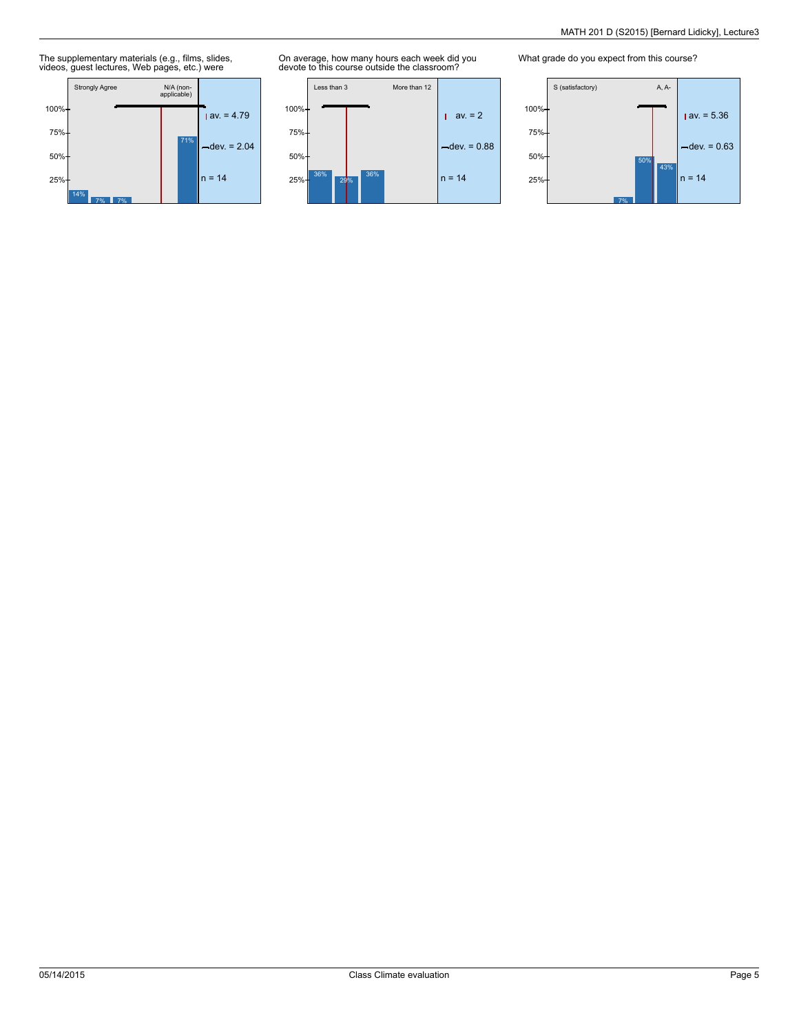The supplementary materials (e.g., films, slides, videos, guest lectures, Web pages, etc.) were

Strongly Agree — N/A (non-applicable)

100% 75% 50% 25%

14% 7% 7% 71%

av. = 4.79
dev. = 2.04
n = 14

On average, how many hours each week did you devote to this course outside the classroom?

Less than 3 — More than 12

100% 75% 50% 25%

36% 29% 36%

av. = 2
dev. = 0.88
n = 14

What grade do you expect from this course?

S (satisfactory) — A, A-

100% 75% 50% 25%

7% 50% 43%

av. = 5.36
dev. = 0.63
n = 14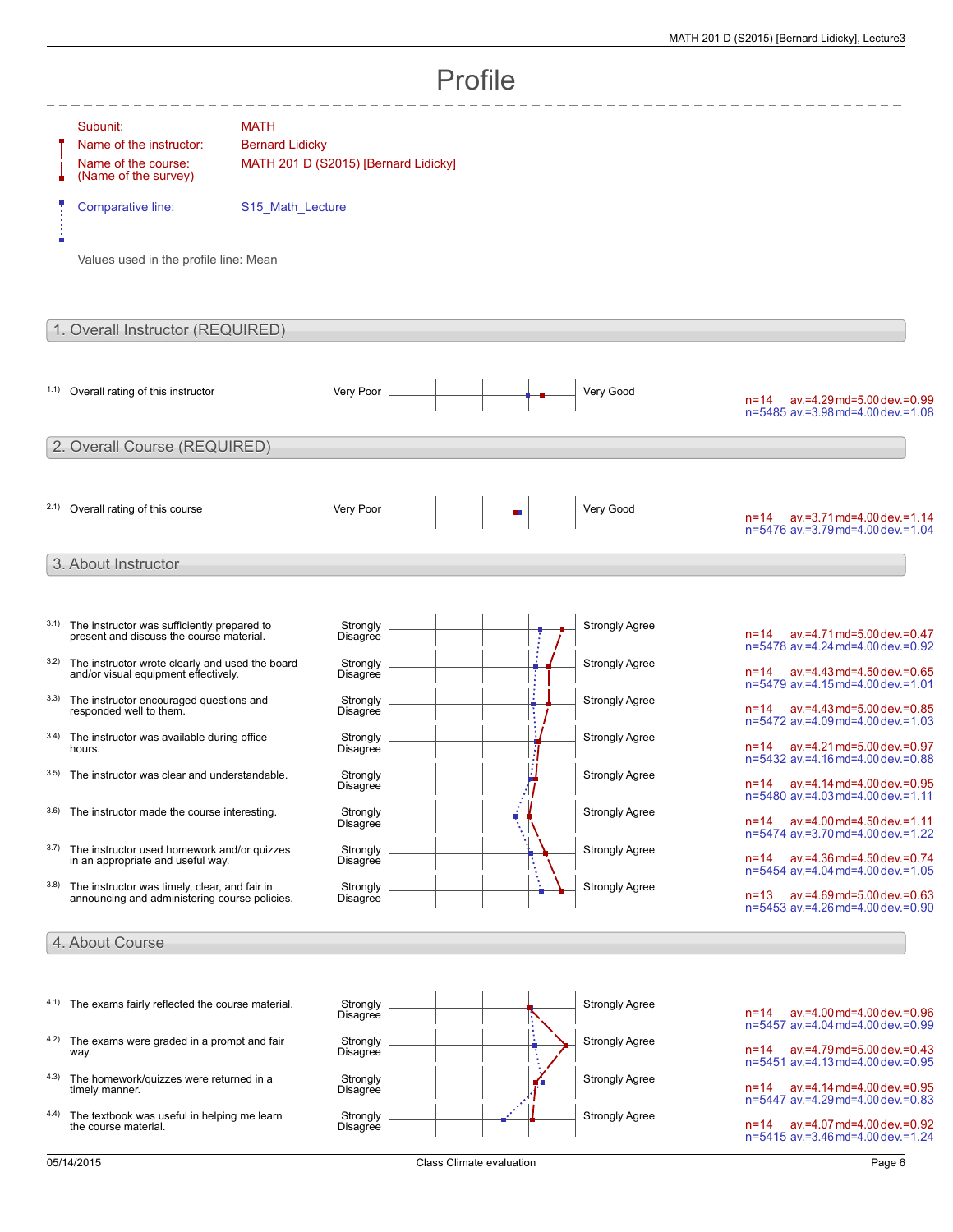# Profile

Subunit: MATH

Name of the instructor: Bernard Lidicky

Name of the course: (Name of the survey) MATH 201 D (S2015) [Bernard Lidicky]

Comparative line: S15_Math_Lecture

Values used in the profile line: Mean

## 1. Overall Instructor (REQUIRED)

| | Item | Left pole | Right pole | Course | Comparative |
|---|---|---|---|---|---|
| 1.1) | Overall rating of this instructor | Very Poor | Very Good | n=14 av.=4.29 md=5.00 dev.=0.99 | n=5485 av.=3.98 md=4.00 dev.=1.08 |

## 2. Overall Course (REQUIRED)

| | Item | Left pole | Right pole | Course | Comparative |
|---|---|---|---|---|---|
| 2.1) | Overall rating of this course | Very Poor | Very Good | n=14 av.=3.71 md=4.00 dev.=1.14 | n=5476 av.=3.79 md=4.00 dev.=1.04 |

## 3. About Instructor

| | Item | Left pole | Right pole | Course | Comparative |
|---|---|---|---|---|---|
| 3.1) | The instructor was sufficiently prepared to present and discuss the course material. | Strongly Disagree | Strongly Agree | n=14 av.=4.71 md=5.00 dev.=0.47 | n=5478 av.=4.24 md=4.00 dev.=0.92 |
| 3.2) | The instructor wrote clearly and used the board and/or visual equipment effectively. | Strongly Disagree | Strongly Agree | n=14 av.=4.43 md=4.50 dev.=0.65 | n=5479 av.=4.15 md=4.00 dev.=1.01 |
| 3.3) | The instructor encouraged questions and responded well to them. | Strongly Disagree | Strongly Agree | n=14 av.=4.43 md=5.00 dev.=0.85 | n=5472 av.=4.09 md=4.00 dev.=1.03 |
| 3.4) | The instructor was available during office hours. | Strongly Disagree | Strongly Agree | n=14 av.=4.21 md=5.00 dev.=0.97 | n=5432 av.=4.16 md=4.00 dev.=0.88 |
| 3.5) | The instructor was clear and understandable. | Strongly Disagree | Strongly Agree | n=14 av.=4.14 md=4.00 dev.=0.95 | n=5480 av.=4.03 md=4.00 dev.=1.11 |
| 3.6) | The instructor made the course interesting. | Strongly Disagree | Strongly Agree | n=14 av.=4.00 md=4.50 dev.=1.11 | n=5474 av.=3.70 md=4.00 dev.=1.22 |
| 3.7) | The instructor used homework and/or quizzes in an appropriate and useful way. | Strongly Disagree | Strongly Agree | n=14 av.=4.36 md=4.50 dev.=0.74 | n=5454 av.=4.04 md=4.00 dev.=1.05 |
| 3.8) | The instructor was timely, clear, and fair in announcing and administering course policies. | Strongly Disagree | Strongly Agree | n=13 av.=4.69 md=5.00 dev.=0.63 | n=5453 av.=4.26 md=4.00 dev.=0.90 |

## 4. About Course

| | Item | Left pole | Right pole | Course | Comparative |
|---|---|---|---|---|---|
| 4.1) | The exams fairly reflected the course material. | Strongly Disagree | Strongly Agree | n=14 av.=4.00 md=4.00 dev.=0.96 | n=5457 av.=4.04 md=4.00 dev.=0.99 |
| 4.2) | The exams were graded in a prompt and fair way. | Strongly Disagree | Strongly Agree | n=14 av.=4.79 md=5.00 dev.=0.43 | n=5451 av.=4.13 md=4.00 dev.=0.95 |
| 4.3) | The homework/quizzes were returned in a timely manner. | Strongly Disagree | Strongly Agree | n=14 av.=4.14 md=4.00 dev.=0.95 | n=5447 av.=4.29 md=4.00 dev.=0.83 |
| 4.4) | The textbook was useful in helping me learn the course material. | Strongly Disagree | Strongly Agree | n=14 av.=4.07 md=4.00 dev.=0.92 | n=5415 av.=3.46 md=4.00 dev.=1.24 |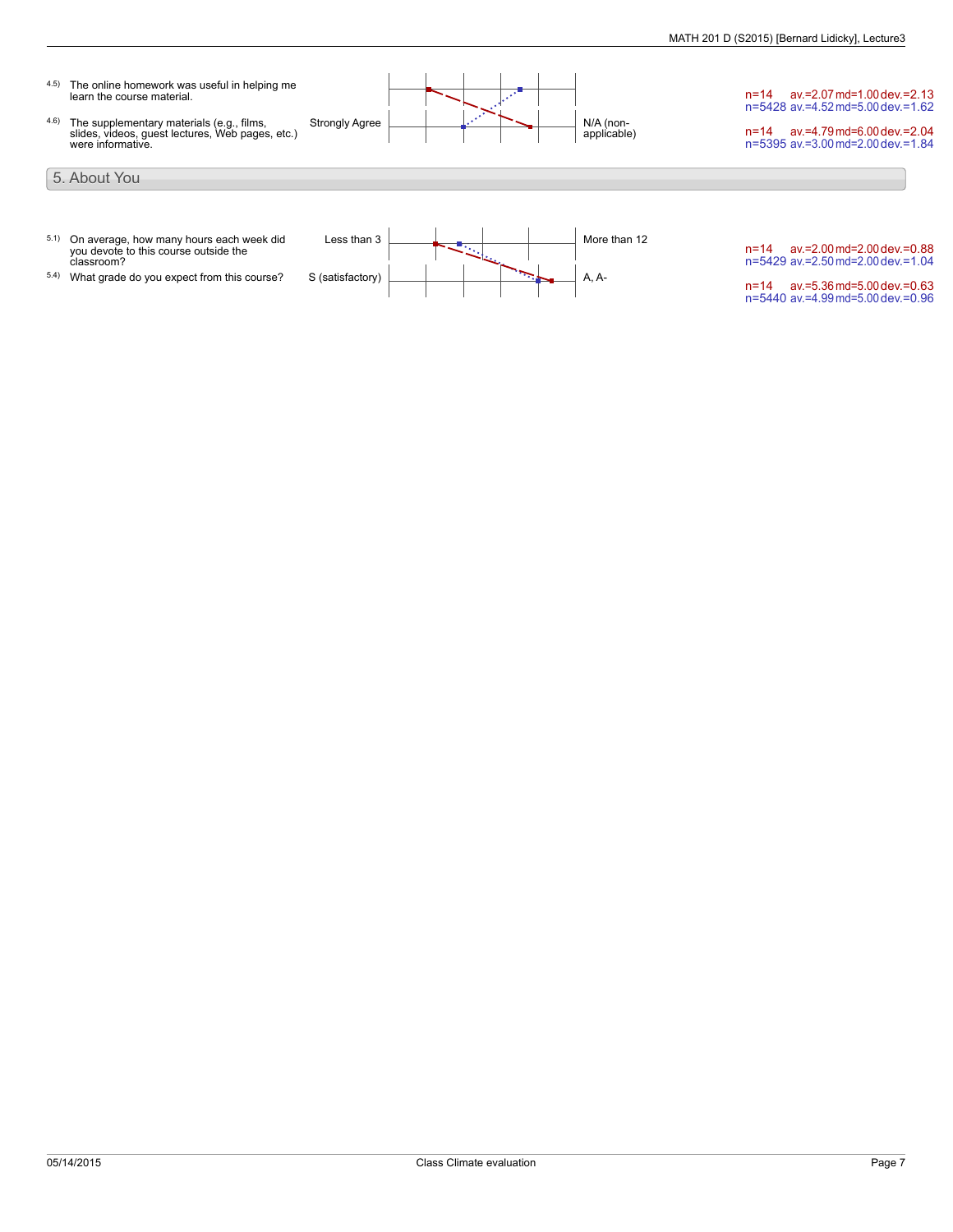4.5) The online homework was useful in helping me learn the course material.

n=14 av.=2.07 md=1.00 dev.=2.13
n=5428 av.=4.52 md=5.00 dev.=1.62

4.6) The supplementary materials (e.g., films, slides, videos, guest lectures, Web pages, etc.) were informative.

Strongly Agree — N/A (non-applicable)

n=14 av.=4.79 md=6.00 dev.=2.04
n=5395 av.=3.00 md=2.00 dev.=1.84

## 5. About You

5.1) On average, how many hours each week did you devote to this course outside the classroom?

Less than 3 — More than 12

n=14 av.=2.00 md=2.00 dev.=0.88
n=5429 av.=2.50 md=2.00 dev.=1.04

5.4) What grade do you expect from this course?

S (satisfactory) — A, A-

n=14 av.=5.36 md=5.00 dev.=0.63
n=5440 av.=4.99 md=5.00 dev.=0.96